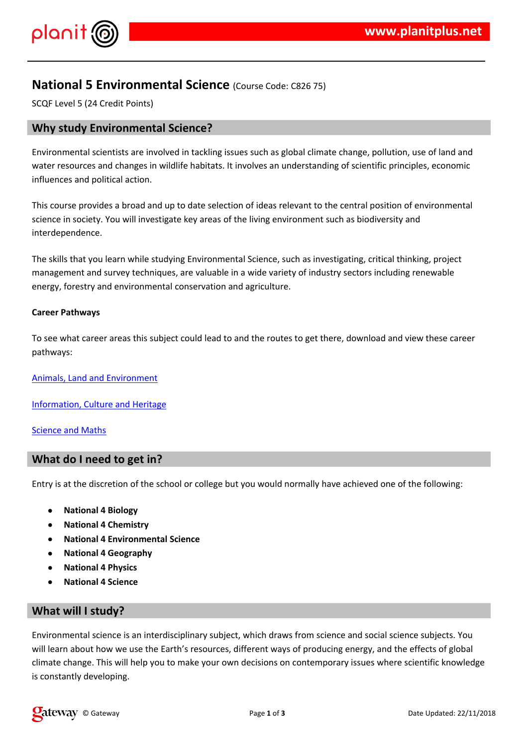# National 5 Environmental Science (Course Code: C826 75)

SCQF Level 5 (24 Credit Points)

## Why study Environmental Science?

Environmental scientists are involved in tackling issues such as global climate change, pollution, use of land and water resources and changes in wildlife habitats. It involves an understanding of scientific principles, economic influences and political action.

This course provides a broad and up to date selection of ideas relevant to the central position of environmental science in society. You will investigate key areas of the living environment such as biodiversity and interdependence.

The skills that you learn while studying Environmental Science, such as investigating, critical thinking, project management and survey techniques, are valuable in a wide variety of industry sectors including renewable energy, forestry and environmental conservation and agriculture.

**Career Pathways**

To see what career areas this subject could lead to and the routes to get there, download and view these career pathways:

Animals, Land and Environment

Information, Culture and Heritage

Science and Maths

## What do I need to get in?

Entry is at the discretion of the school or college but you would normally have achieved one of the following:

- **National 4 Biology**
- **National 4 Chemistry**
- **National 4 Environmental Science**
- **National 4 Geography**
- **National 4 Physics**
- **National 4 Science**

## What will I study?

Environmental science is an interdisciplinary subject, which draws from science and social science subjects. You will learn about how we use the Earth's resources, different ways of producing energy, and the effects of global climate change. This will help you to make your own decisions on contemporary issues where scientific knowledge is constantly developing.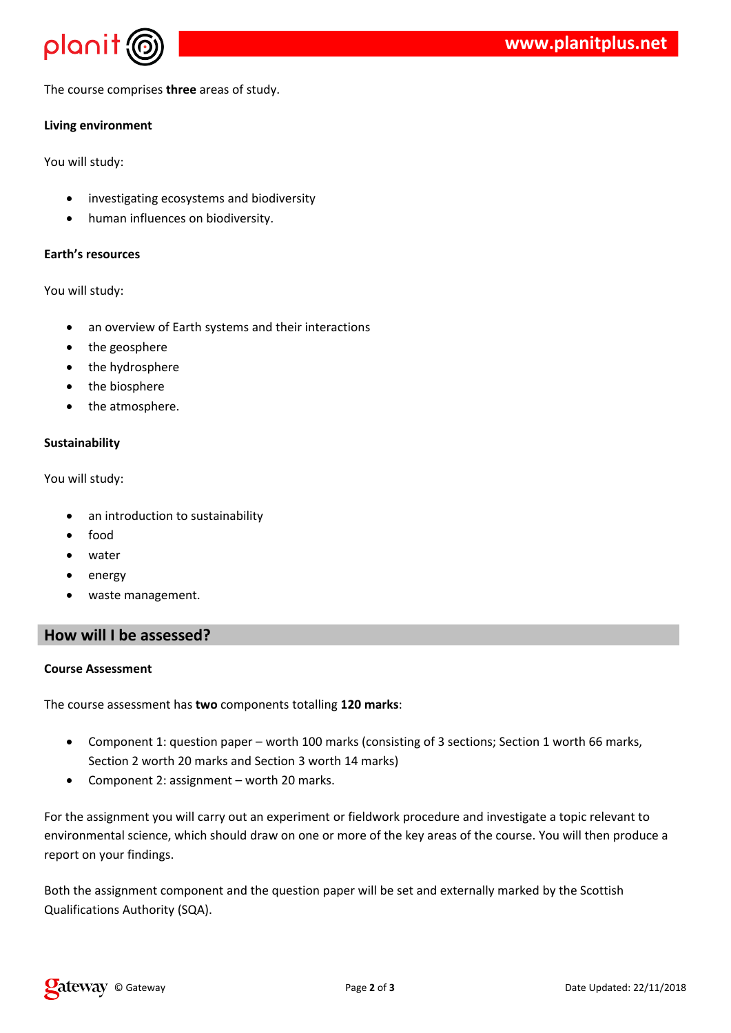The course comprises **three** areas of study.

**Living environment**

You will study:

- investigating ecosystems and biodiversity
- human influences on biodiversity.

**Earth's resources**

You will study:

- an overview of Earth systems and their interactions
- the geosphere
- the hydrosphere
- the biosphere
- the atmosphere.

**Sustainability**

You will study:

- an introduction to sustainability
- food
- water
- energy
- waste management.

## How will I be assessed?

**Course Assessment**

The course assessment has **two** components totalling **120 marks**:

- Component 1: question paper – worth 100 marks (consisting of 3 sections; Section 1 worth 66 marks, Section 2 worth 20 marks and Section 3 worth 14 marks)
- Component 2: assignment – worth 20 marks.

For the assignment you will carry out an experiment or fieldwork procedure and investigate a topic relevant to environmental science, which should draw on one or more of the key areas of the course. You will then produce a report on your findings.

Both the assignment component and the question paper will be set and externally marked by the Scottish Qualifications Authority (SQA).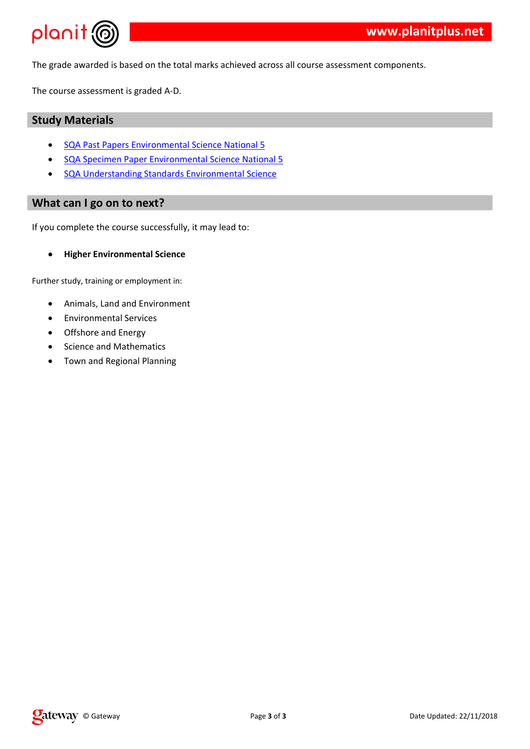The grade awarded is based on the total marks achieved across all course assessment components.

The course assessment is graded A-D.

## Study Materials

- SQA Past Papers Environmental Science National 5
- SQA Specimen Paper Environmental Science National 5
- SQA Understanding Standards Environmental Science

## What can I go on to next?

If you complete the course successfully, it may lead to:

- **Higher Environmental Science**

Further study, training or employment in:

- Animals, Land and Environment
- Environmental Services
- Offshore and Energy
- Science and Mathematics
- Town and Regional Planning